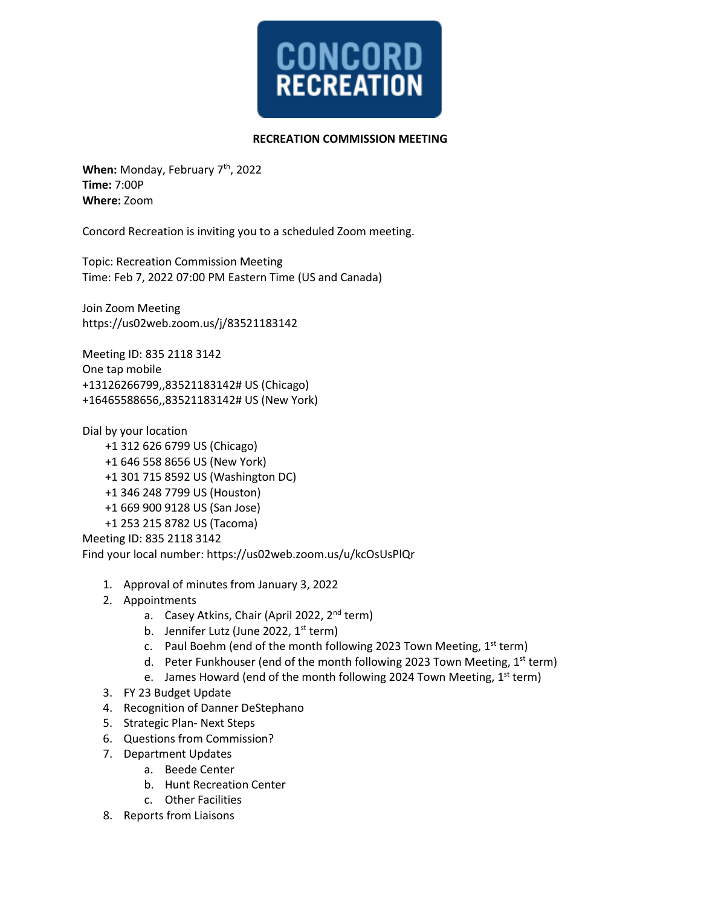**CONCORD RECREATION**

## RECREATION COMMISSION MEETING

**When:** Monday, February 7th, 2022
**Time:** 7:00P
**Where:** Zoom

Concord Recreation is inviting you to a scheduled Zoom meeting.

Topic: Recreation Commission Meeting
Time: Feb 7, 2022 07:00 PM Eastern Time (US and Canada)

Join Zoom Meeting
https://us02web.zoom.us/j/83521183142

Meeting ID: 835 2118 3142
One tap mobile
+13126266799,,83521183142# US (Chicago)
+16465588656,,83521183142# US (New York)

Dial by your location
- +1 312 626 6799 US (Chicago)
- +1 646 558 8656 US (New York)
- +1 301 715 8592 US (Washington DC)
- +1 346 248 7799 US (Houston)
- +1 669 900 9128 US (San Jose)
- +1 253 215 8782 US (Tacoma)

Meeting ID: 835 2118 3142
Find your local number: https://us02web.zoom.us/u/kcOsUsPlQr

1. Approval of minutes from January 3, 2022
2. Appointments
   a. Casey Atkins, Chair (April 2022, 2nd term)
   b. Jennifer Lutz (June 2022, 1st term)
   c. Paul Boehm (end of the month following 2023 Town Meeting, 1st term)
   d. Peter Funkhouser (end of the month following 2023 Town Meeting, 1st term)
   e. James Howard (end of the month following 2024 Town Meeting, 1st term)
3. FY 23 Budget Update
4. Recognition of Danner DeStephano
5. Strategic Plan- Next Steps
6. Questions from Commission?
7. Department Updates
   a. Beede Center
   b. Hunt Recreation Center
   c. Other Facilities
8. Reports from Liaisons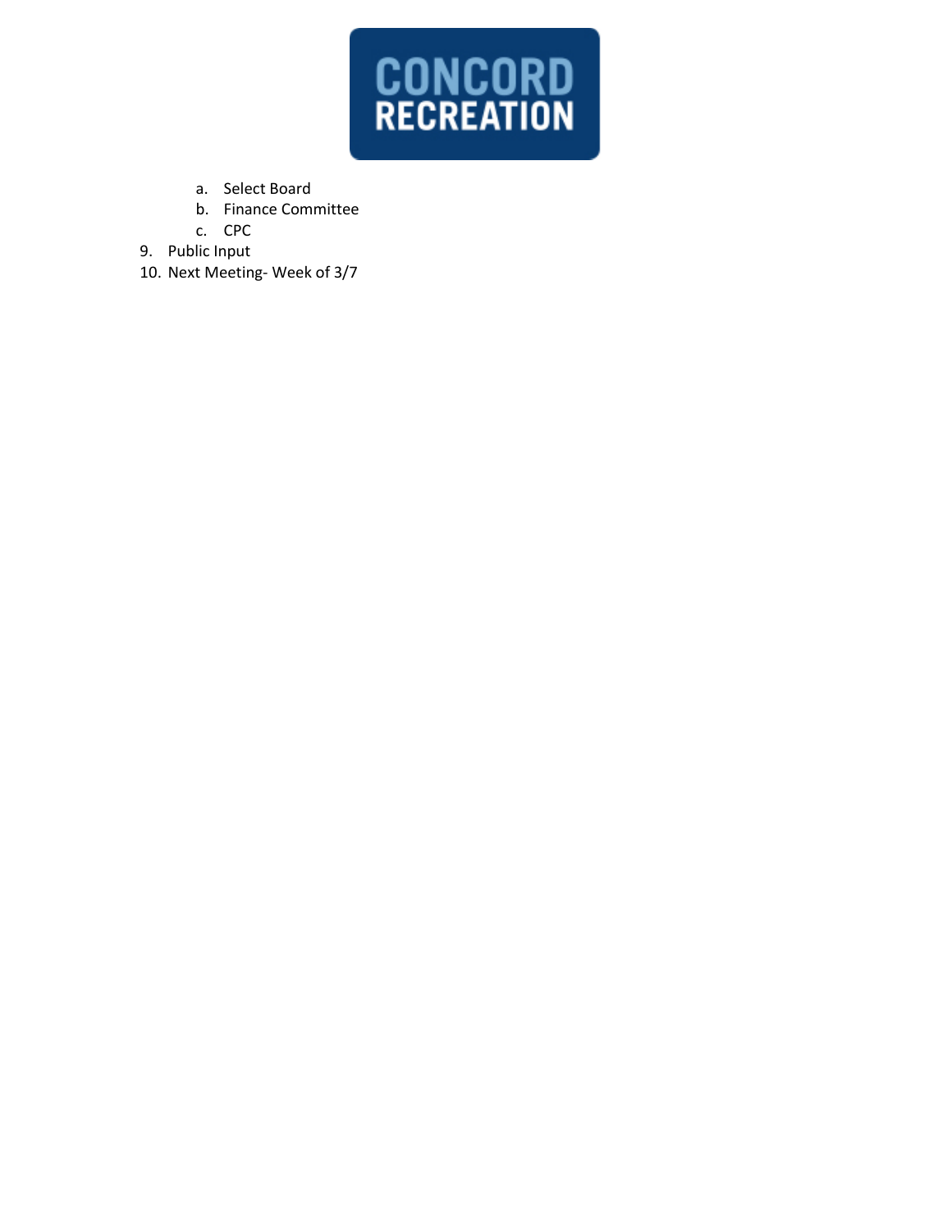CONCORD RECREATION

   a. Select Board
   b. Finance Committee
   c. CPC

9. Public Input
10. Next Meeting- Week of 3/7